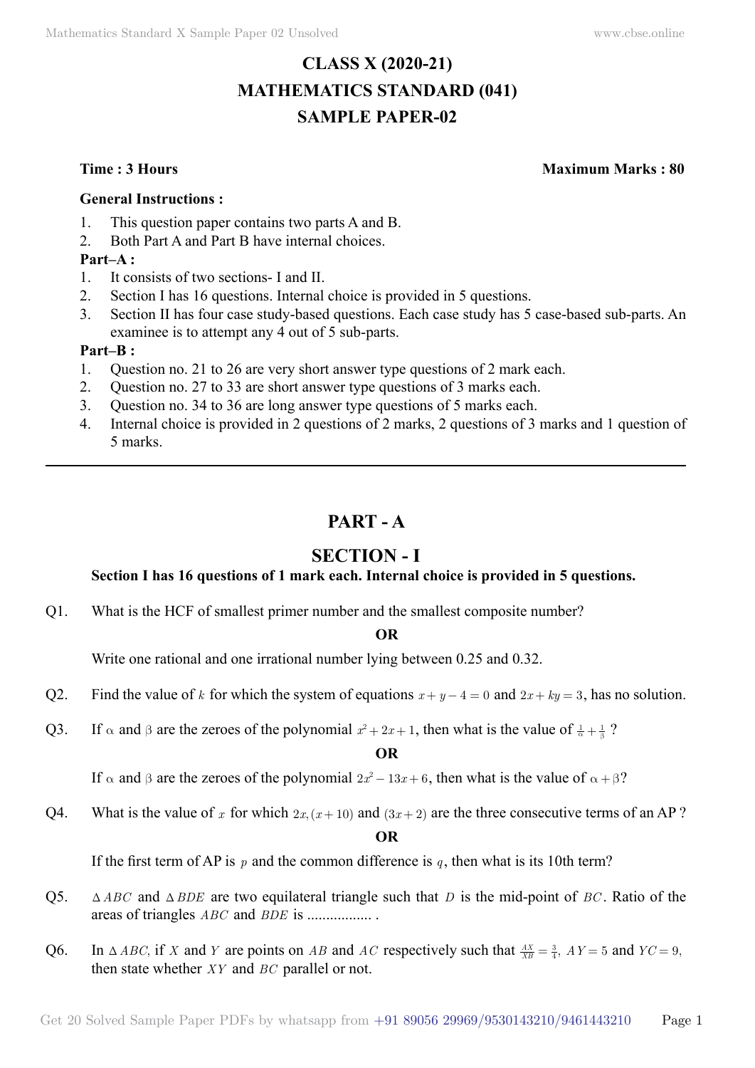# CLASS X (2020-21)
# MATHEMATICS STANDARD (041)
# SAMPLE PAPER-02

**Time : 3 Hours** **Maximum Marks : 80**

**General Instructions :**

1. This question paper contains two parts A and B.
2. Both Part A and Part B have internal choices.

**Part–A :**

1. It consists of two sections- I and II.
2. Section I has 16 questions. Internal choice is provided in 5 questions.
3. Section II has four case study-based questions. Each case study has 5 case-based sub-parts. An examinee is to attempt any 4 out of 5 sub-parts.

**Part–B :**

1. Question no. 21 to 26 are very short answer type questions of 2 mark each.
2. Question no. 27 to 33 are short answer type questions of 3 marks each.
3. Question no. 34 to 36 are long answer type questions of 5 marks each.
4. Internal choice is provided in 2 questions of 2 marks, 2 questions of 3 marks and 1 question of 5 marks.

---

## PART - A

## SECTION - I

**Section I has 16 questions of 1 mark each. Internal choice is provided in 5 questions.**

Q1. What is the HCF of smallest primer number and the smallest composite number?

**OR**

Write one rational and one irrational number lying between 0.25 and 0.32.

Q2. Find the value of $k$ for which the system of equations $x+y-4=0$ and $2x+ky=3$, has no solution.

Q3. If $\alpha$ and $\beta$ are the zeroes of the polynomial $x^2+2x+1$, then what is the value of $\frac{1}{\alpha}+\frac{1}{\beta}$ ?

**OR**

If $\alpha$ and $\beta$ are the zeroes of the polynomial $2x^2-13x+6$, then what is the value of $\alpha+\beta$?

Q4. What is the value of $x$ for which $2x,(x+10)$ and $(3x+2)$ are the three consecutive terms of an AP ?

**OR**

If the first term of AP is $p$ and the common difference is $q$, then what is its 10th term?

Q5. $\Delta ABC$ and $\Delta BDE$ are two equilateral triangle such that $D$ is the mid-point of $BC$. Ratio of the areas of triangles $ABC$ and $BDE$ is ................. .

Q6. In $\Delta ABC$, if $X$ and $Y$ are points on $AB$ and $AC$ respectively such that $\frac{AX}{XB}=\frac{3}{4}$, $AY=5$ and $YC=9$, then state whether $XY$ and $BC$ parallel or not.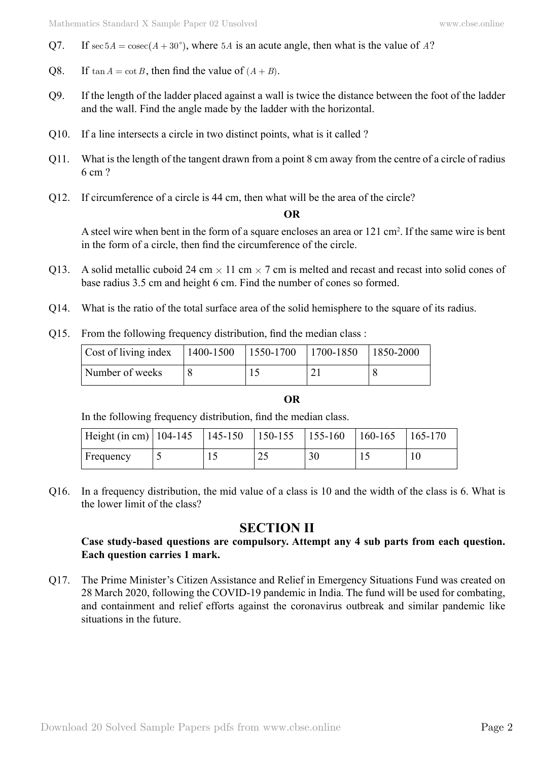Q7. If $\sec 5A = \text{cosec}(A + 30^\circ)$, where $5A$ is an acute angle, then what is the value of $A$?

Q8. If $\tan A = \cot B$, then find the value of $(A + B)$.

Q9. If the length of the ladder placed against a wall is twice the distance between the foot of the ladder and the wall. Find the angle made by the ladder with the horizontal.

Q10. If a line intersects a circle in two distinct points, what is it called ?

Q11. What is the length of the tangent drawn from a point 8 cm away from the centre of a circle of radius 6 cm ?

Q12. If circumference of a circle is 44 cm, then what will be the area of the circle?

**OR**

A steel wire when bent in the form of a square encloses an area or 121 cm$^2$. If the same wire is bent in the form of a circle, then find the circumference of the circle.

Q13. A solid metallic cuboid 24 cm $\times$ 11 cm $\times$ 7 cm is melted and recast and recast into solid cones of base radius 3.5 cm and height 6 cm. Find the number of cones so formed.

Q14. What is the ratio of the total surface area of the solid hemisphere to the square of its radius.

Q15. From the following frequency distribution, find the median class :

| Cost of living index | 1400-1500 | 1550-1700 | 1700-1850 | 1850-2000 |
|---|---|---|---|---|
| Number of weeks | 8 | 15 | 21 | 8 |

**OR**

In the following frequency distribution, find the median class.

| Height (in cm) | 104-145 | 145-150 | 150-155 | 155-160 | 160-165 | 165-170 |
|---|---|---|---|---|---|---|
| Frequency | 5 | 15 | 25 | 30 | 15 | 10 |

Q16. In a frequency distribution, the mid value of a class is 10 and the width of the class is 6. What is the lower limit of the class?

## SECTION II

**Case study-based questions are compulsory. Attempt any 4 sub parts from each question. Each question carries 1 mark.**

Q17. The Prime Minister's Citizen Assistance and Relief in Emergency Situations Fund was created on 28 March 2020, following the COVID-19 pandemic in India. The fund will be used for combating, and containment and relief efforts against the coronavirus outbreak and similar pandemic like situations in the future.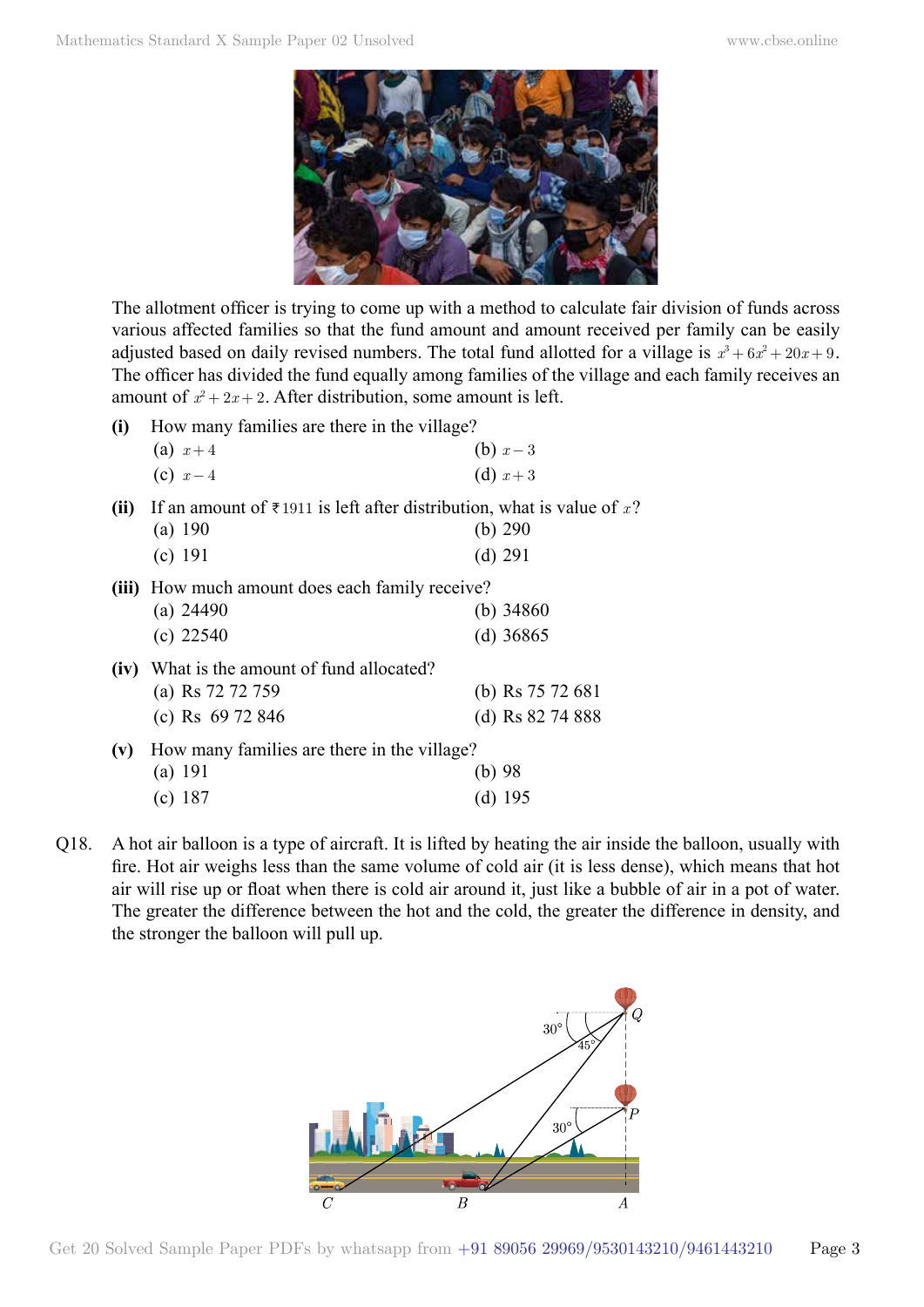The allotment officer is trying to come up with a method to calculate fair division of funds across various affected families so that the fund amount and amount received per family can be easily adjusted based on daily revised numbers. The total fund allotted for a village is $x^3 + 6x^2 + 20x + 9$. The officer has divided the fund equally among families of the village and each family receives an amount of $x^2 + 2x + 2$. After distribution, some amount is left.

**(i)** How many families are there in the village?

(a) $x + 4$ (b) $x - 3$

(c) $x - 4$ (d) $x + 3$

**(ii)** If an amount of ₹ $1911$ is left after distribution, what is value of $x$?

(a) 190 (b) 290

(c) 191 (d) 291

**(iii)** How much amount does each family receive?

(a) 24490 (b) 34860

(c) 22540 (d) 36865

**(iv)** What is the amount of fund allocated?

(a) Rs 72 72 759 (b) Rs 75 72 681

(c) Rs 69 72 846 (d) Rs 82 74 888

**(v)** How many families are there in the village?

(a) 191 (b) 98

(c) 187 (d) 195

Q18. A hot air balloon is a type of aircraft. It is lifted by heating the air inside the balloon, usually with fire. Hot air weighs less than the same volume of cold air (it is less dense), which means that hot air will rise up or float when there is cold air around it, just like a bubble of air in a pot of water. The greater the difference between the hot and the cold, the greater the difference in density, and the stronger the balloon will pull up.

30°

45°

Q

P

30°

C B A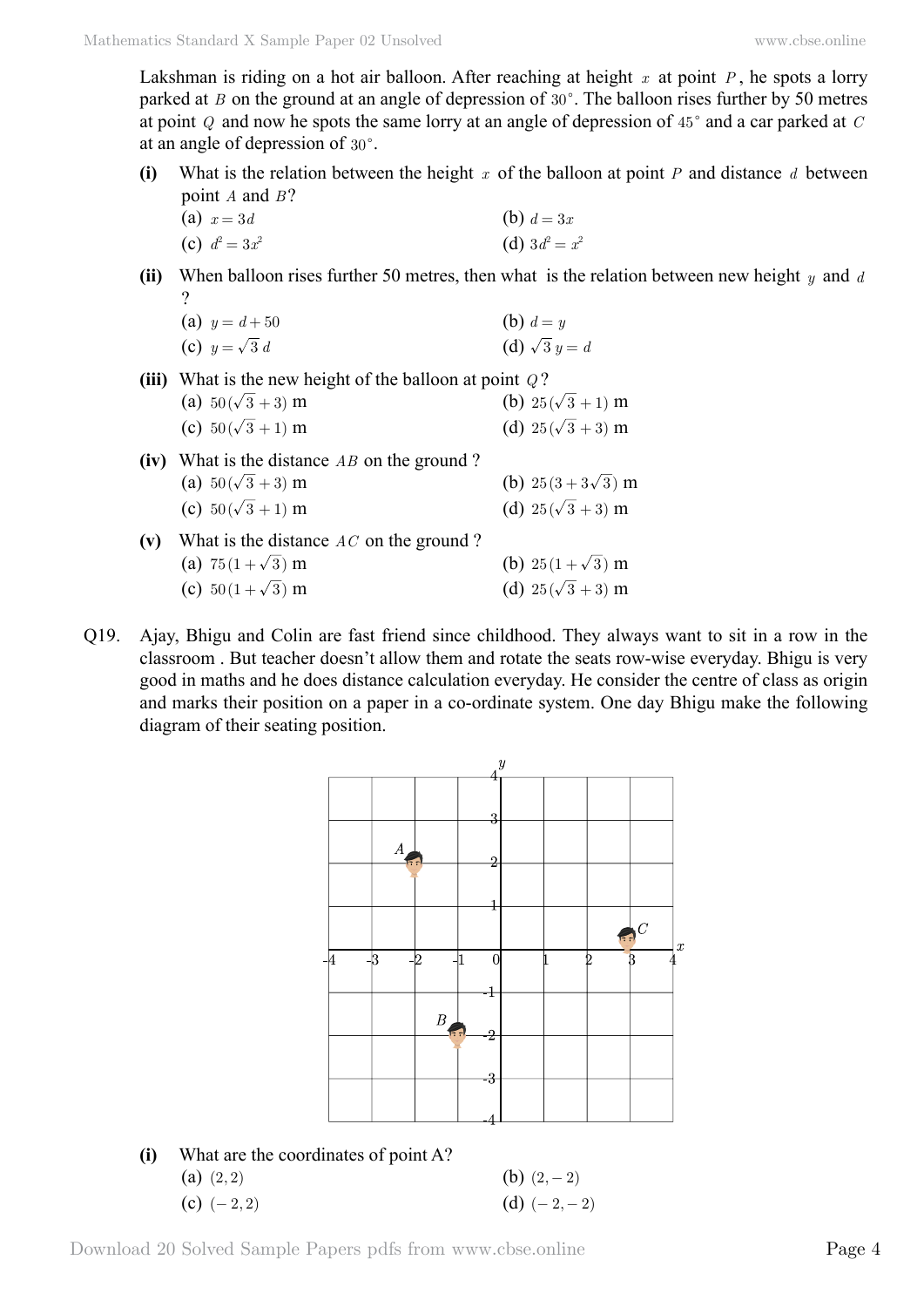Lakshman is riding on a hot air balloon. After reaching at height $x$ at point $P$, he spots a lorry parked at $B$ on the ground at an angle of depression of $30°$. The balloon rises further by 50 metres at point $Q$ and now he spots the same lorry at an angle of depression of $45°$ and a car parked at $C$ at an angle of depression of $30°$.

**(i)** What is the relation between the height $x$ of the balloon at point $P$ and distance $d$ between point $A$ and $B$?

(a) $x = 3d$ (b) $d = 3x$

(c) $d^2 = 3x^2$ (d) $3d^2 = x^2$

**(ii)** When balloon rises further 50 metres, then what is the relation between new height $y$ and $d$ ?

(a) $y = d + 50$ (b) $d = y$

(c) $y = \sqrt{3}\, d$ (d) $\sqrt{3}\, y = d$

**(iii)** What is the new height of the balloon at point $Q$?

(a) $50(\sqrt{3} + 3)$ m (b) $25(\sqrt{3} + 1)$ m

(c) $50(\sqrt{3} + 1)$ m (d) $25(\sqrt{3} + 3)$ m

**(iv)** What is the distance $AB$ on the ground ?

(a) $50(\sqrt{3} + 3)$ m (b) $25(3 + 3\sqrt{3})$ m

(c) $50(\sqrt{3} + 1)$ m (d) $25(\sqrt{3} + 3)$ m

**(v)** What is the distance $AC$ on the ground ?

(a) $75(1 + \sqrt{3})$ m (b) $25(1 + \sqrt{3})$ m

(c) $50(1 + \sqrt{3})$ m (d) $25(\sqrt{3} + 3)$ m

Q19. Ajay, Bhigu and Colin are fast friend since childhood. They always want to sit in a row in the classroom . But teacher doesn't allow them and rotate the seats row-wise everyday. Bhigu is very good in maths and he does distance calculation everyday. He consider the centre of class as origin and marks their position on a paper in a co-ordinate system. One day Bhigu make the following diagram of their seating position.

y
x
A
B
C
-4 -3 -2 -1 0 1 2 3 4
4 3 2 1 -1 -2 -3 -4

**(i)** What are the coordinates of point A?

(a) $(2, 2)$ (b) $(2, -2)$

(c) $(-2, 2)$ (d) $(-2, -2)$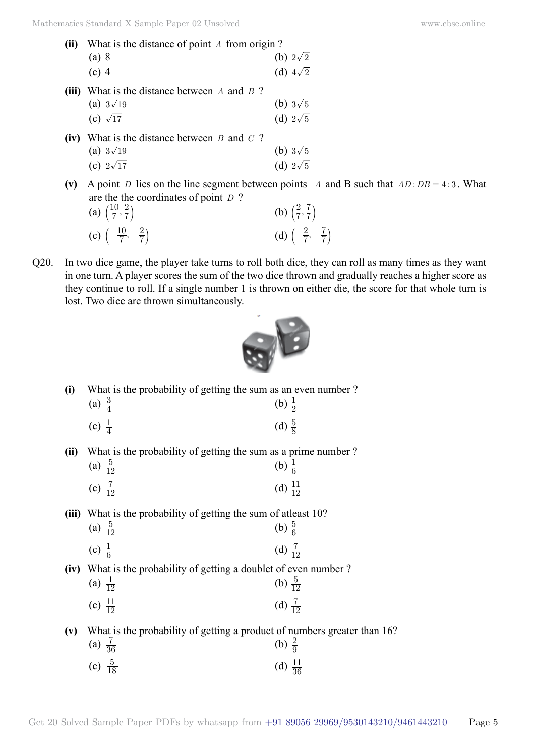**(ii)** What is the distance of point $A$ from origin ?

(a) 8 (b) $2\sqrt{2}$

(c) 4 (d) $4\sqrt{2}$

**(iii)** What is the distance between $A$ and $B$ ?

(a) $3\sqrt{19}$ (b) $3\sqrt{5}$

(c) $\sqrt{17}$ (d) $2\sqrt{5}$

**(iv)** What is the distance between $B$ and $C$ ?

(a) $3\sqrt{19}$ (b) $3\sqrt{5}$

(c) $2\sqrt{17}$ (d) $2\sqrt{5}$

**(v)** A point $D$ lies on the line segment between points $A$ and B such that $AD:DB = 4:3$. What are the the coordinates of point $D$ ?

(a) $\left(\frac{10}{7}, \frac{2}{7}\right)$ (b) $\left(\frac{2}{7}, \frac{7}{7}\right)$

(c) $\left(-\frac{10}{7}, -\frac{2}{7}\right)$ (d) $\left(-\frac{2}{7}, -\frac{7}{7}\right)$

Q20. In two dice game, the player take turns to roll both dice, they can roll as many times as they want in one turn. A player scores the sum of the two dice thrown and gradually reaches a higher score as they continue to roll. If a single number 1 is thrown on either die, the score for that whole turn is lost. Two dice are thrown simultaneously.

**(i)** What is the probability of getting the sum as an even number ?

(a) $\frac{3}{4}$ (b) $\frac{1}{2}$

(c) $\frac{1}{4}$ (d) $\frac{5}{8}$

**(ii)** What is the probability of getting the sum as a prime number ?

(a) $\frac{5}{12}$ (b) $\frac{1}{6}$

(c) $\frac{7}{12}$ (d) $\frac{11}{12}$

**(iii)** What is the probability of getting the sum of atleast 10?

(a) $\frac{5}{12}$ (b) $\frac{5}{6}$

(c) $\frac{1}{6}$ (d) $\frac{7}{12}$

**(iv)** What is the probability of getting a doublet of even number ?

(a) $\frac{1}{12}$ (b) $\frac{5}{12}$

(c) $\frac{11}{12}$ (d) $\frac{7}{12}$

**(v)** What is the probability of getting a product of numbers greater than 16?

(a) $\frac{7}{36}$ (b) $\frac{2}{9}$

(c) $\frac{5}{18}$ (d) $\frac{11}{36}$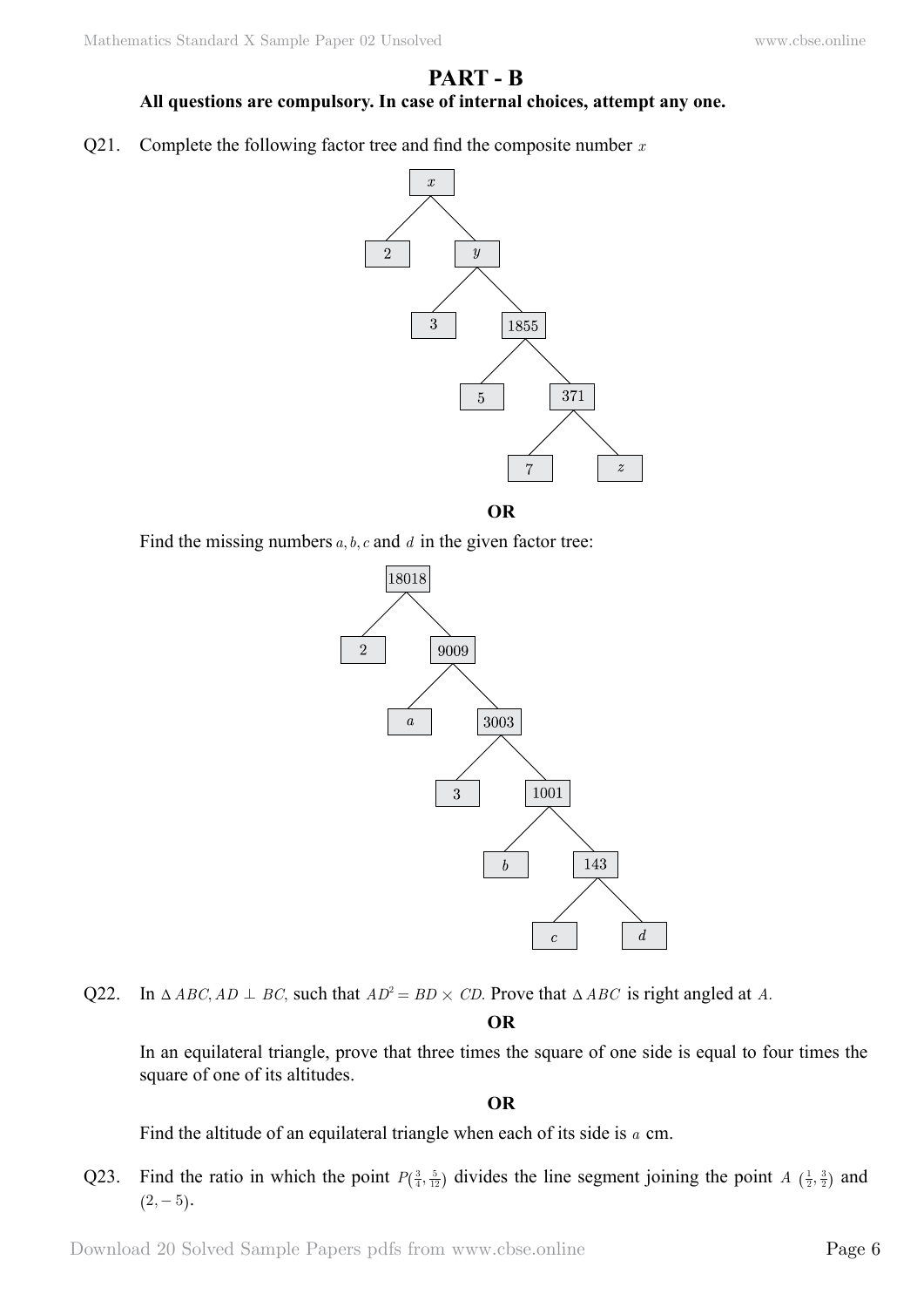## PART - B

**All questions are compulsory. In case of internal choices, attempt any one.**

Q21. Complete the following factor tree and find the composite number $x$

$x$

2 $y$

3 1855

5 371

7 $z$

**OR**

Find the missing numbers $a, b, c$ and $d$ in the given factor tree:

18018

2 9009

$a$ 3003

3 1001

$b$ 143

$c$ $d$

Q22. In $\Delta ABC, AD \perp BC,$ such that $AD^2 = BD \times CD.$ Prove that $\Delta ABC$ is right angled at $A.$

**OR**

In an equilateral triangle, prove that three times the square of one side is equal to four times the square of one of its altitudes.

**OR**

Find the altitude of an equilateral triangle when each of its side is $a$ cm.

Q23. Find the ratio in which the point $P(\frac{3}{4}, \frac{5}{12})$ divides the line segment joining the point $A$ $(\frac{1}{2}, \frac{3}{2})$ and $(2, -5)$.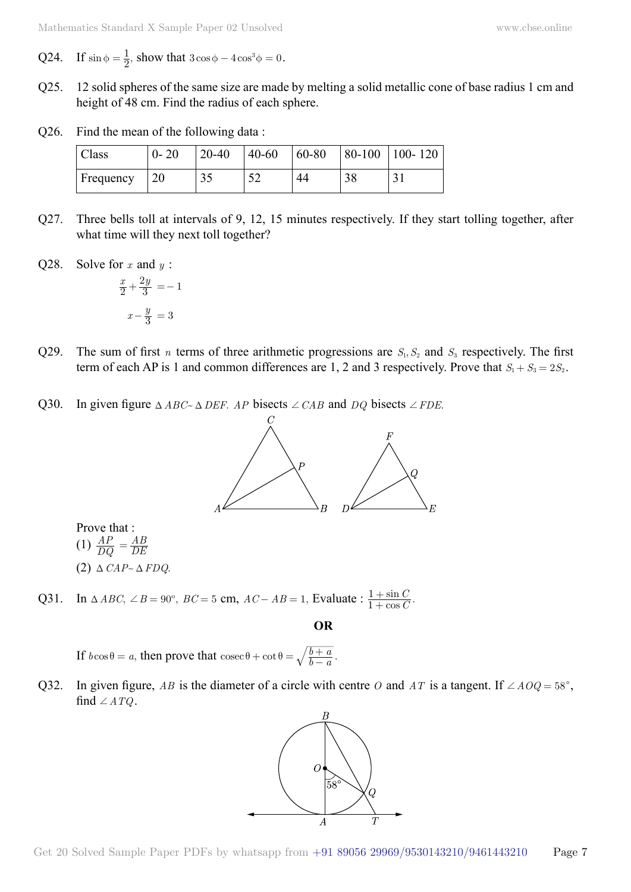Q24. If $\sin\phi = \frac{1}{2}$, show that $3\cos\phi - 4\cos^3\phi = 0$.

Q25. 12 solid spheres of the same size are made by melting a solid metallic cone of base radius 1 cm and height of 48 cm. Find the radius of each sphere.

Q26. Find the mean of the following data :

| Class | 0- 20 | 20-40 | 40-60 | 60-80 | 80-100 | 100- 120 |
|---|---|---|---|---|---|---|
| Frequency | 20 | 35 | 52 | 44 | 38 | 31 |

Q27. Three bells toll at intervals of 9, 12, 15 minutes respectively. If they start tolling together, after what time will they next toll together?

Q28. Solve for $x$ and $y$ :

$$\frac{x}{2} + \frac{2y}{3} = -1$$

$$x - \frac{y}{3} = 3$$

Q29. The sum of first $n$ terms of three arithmetic progressions are $S_1, S_2$ and $S_3$ respectively. The first term of each AP is 1 and common differences are 1, 2 and 3 respectively. Prove that $S_1 + S_3 = 2S_2$.

Q30. In given figure $\Delta ABC \sim \Delta DEF$. $AP$ bisects $\angle CAB$ and $DQ$ bisects $\angle FDE$.

Prove that :

(1) $\frac{AP}{DQ} = \frac{AB}{DE}$

(2) $\Delta CAP \sim \Delta FDQ$.

Q31. In $\Delta ABC$, $\angle B = 90°$, $BC = 5$ cm, $AC - AB = 1$, Evaluate : $\frac{1 + \sin C}{1 + \cos C}$.

**OR**

If $b\cos\theta = a$, then prove that $\operatorname{cosec}\theta + \cot\theta = \sqrt{\frac{b+a}{b-a}}$.

Q32. In given figure, $AB$ is the diameter of a circle with centre $O$ and $AT$ is a tangent. If $\angle AOQ = 58°$, find $\angle ATQ$.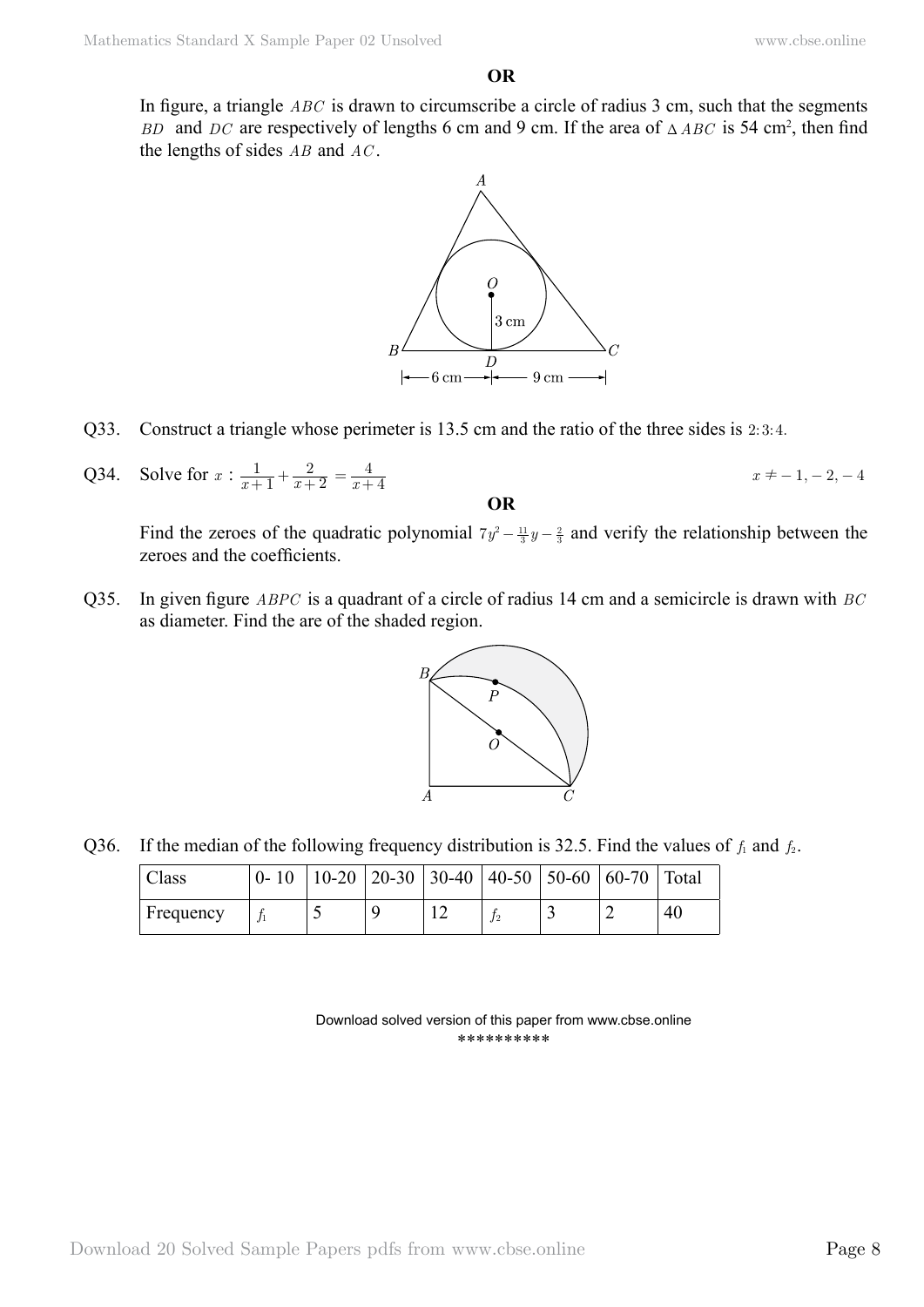**OR**

In figure, a triangle $ABC$ is drawn to circumscribe a circle of radius 3 cm, such that the segments $BD$ and $DC$ are respectively of lengths 6 cm and 9 cm. If the area of $\Delta ABC$ is 54 cm$^2$, then find the lengths of sides $AB$ and $AC$.

A
O
3 cm
B
D
C
6 cm
9 cm

Q33. Construct a triangle whose perimeter is 13.5 cm and the ratio of the three sides is $2:3:4$.

Q34. Solve for $x$ : $\frac{1}{x+1} + \frac{2}{x+2} = \frac{4}{x+4}$ $\qquad x \neq -1, -2, -4$

**OR**

Find the zeroes of the quadratic polynomial $7y^2 - \frac{11}{3}y - \frac{2}{3}$ and verify the relationship between the zeroes and the coefficients.

Q35. In given figure $ABPC$ is a quadrant of a circle of radius 14 cm and a semicircle is drawn with $BC$ as diameter. Find the are of the shaded region.

B
P
O
A
C

Q36. If the median of the following frequency distribution is 32.5. Find the values of $f_1$ and $f_2$.

| Class | 0- 10 | 10-20 | 20-30 | 30-40 | 40-50 | 50-60 | 60-70 | Total |
|---|---|---|---|---|---|---|---|---|
| Frequency | $f_1$ | 5 | 9 | 12 | $f_2$ | 3 | 2 | 40 |

Download solved version of this paper from www.cbse.online

**********